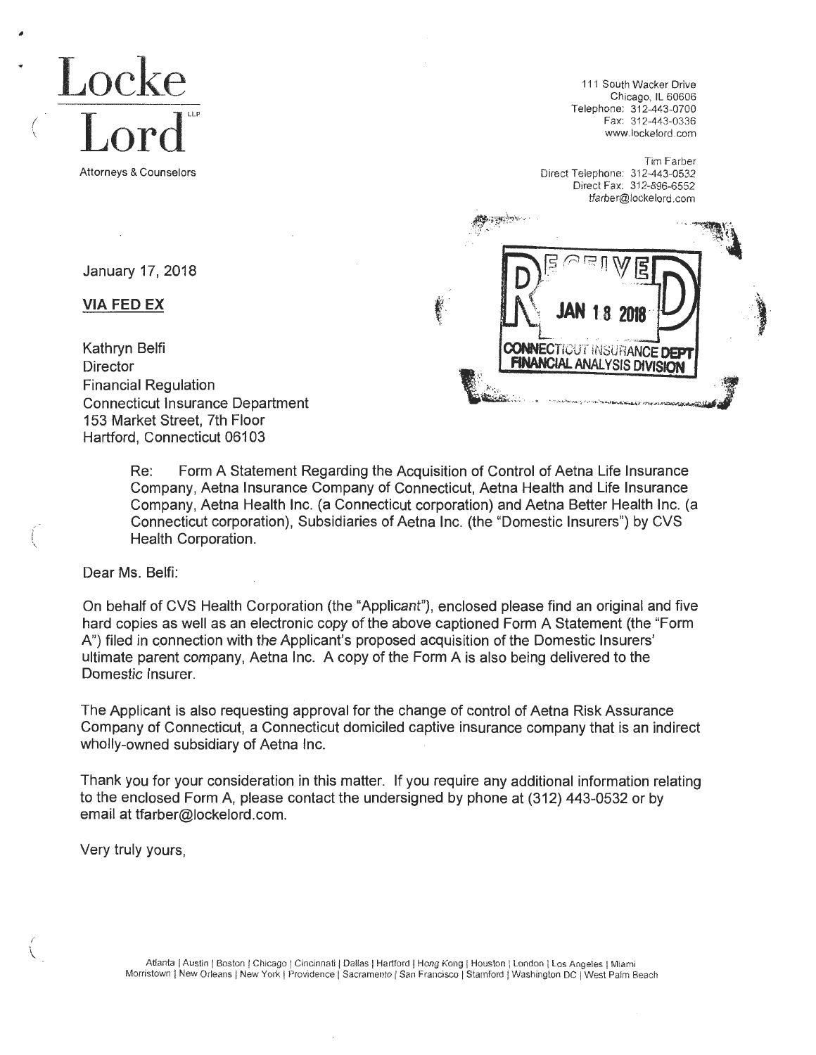**Locke Lord** LLP

Attorneys & Counselors

111 South Wacker Drive
Chicago, IL 60606
Telephone: 312-443-0700
Fax: 312-443-0336
www.lockelord.com

Tim Farber
Direct Telephone: 312-443-0532
Direct Fax: 312-896-6552
tfarber@lockelord.com

RECEIVED
JAN 18 2018
CONNECTICUT INSURANCE DEPT
FINANCIAL ANALYSIS DIVISION

January 17, 2018

**VIA FED EX**

Kathryn Belfi
Director
Financial Regulation
Connecticut Insurance Department
153 Market Street, 7th Floor
Hartford, Connecticut 06103

Re: Form A Statement Regarding the Acquisition of Control of Aetna Life Insurance Company, Aetna Insurance Company of Connecticut, Aetna Health and Life Insurance Company, Aetna Health Inc. (a Connecticut corporation) and Aetna Better Health Inc. (a Connecticut corporation), Subsidiaries of Aetna Inc. (the "Domestic Insurers") by CVS Health Corporation.

Dear Ms. Belfi:

On behalf of CVS Health Corporation (the "Applicant"), enclosed please find an original and five hard copies as well as an electronic copy of the above captioned Form A Statement (the "Form A") filed in connection with the Applicant's proposed acquisition of the Domestic Insurers' ultimate parent company, Aetna Inc. A copy of the Form A is also being delivered to the Domestic Insurer.

The Applicant is also requesting approval for the change of control of Aetna Risk Assurance Company of Connecticut, a Connecticut domiciled captive insurance company that is an indirect wholly-owned subsidiary of Aetna Inc.

Thank you for your consideration in this matter. If you require any additional information relating to the enclosed Form A, please contact the undersigned by phone at (312) 443-0532 or by email at tfarber@lockelord.com.

Very truly yours,

Atlanta | Austin | Boston | Chicago | Cincinnati | Dallas | Hartford | Hong Kong | Houston | London | Los Angeles | Miami
Morristown | New Orleans | New York | Providence | Sacramento | San Francisco | Stamford | Washington DC | West Palm Beach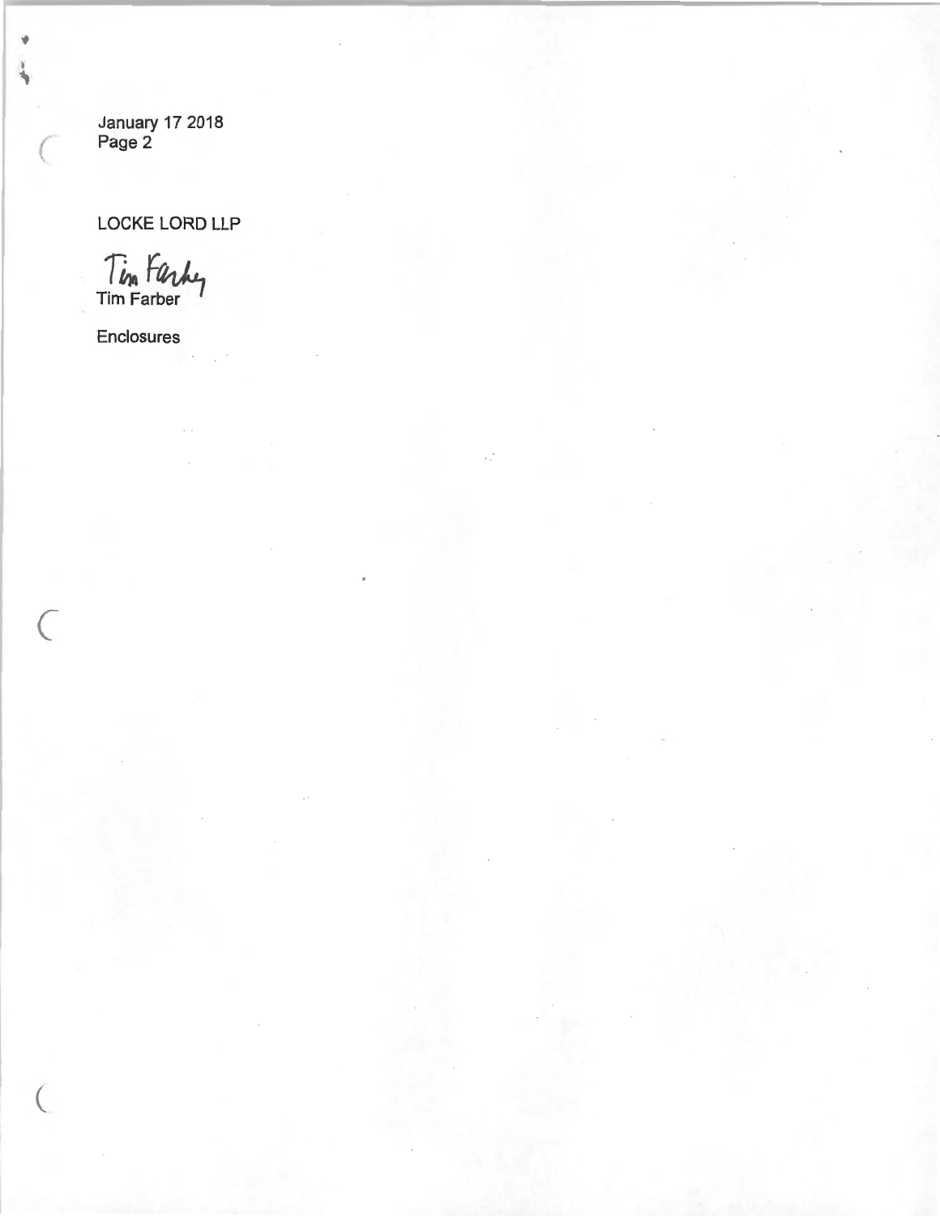LOCKE LORD LLP

Tim Farber

Enclosures